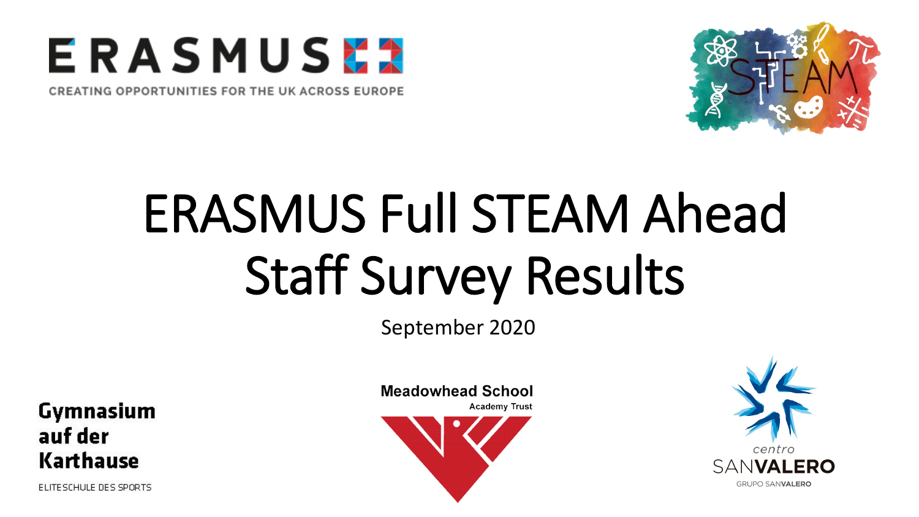ERASMUS

CREATING OPPORTUNITIES FOR THE UK ACROSS EUROPE

# ERASMUS Full STEAM Ahead Staff Survey Results

September 2020

Gymnasium auf der Karthause

ELITESCHULE DES SPORTS

Meadowhead School

Academy Trust

centro SANVALERO

GRUPO SANVALERO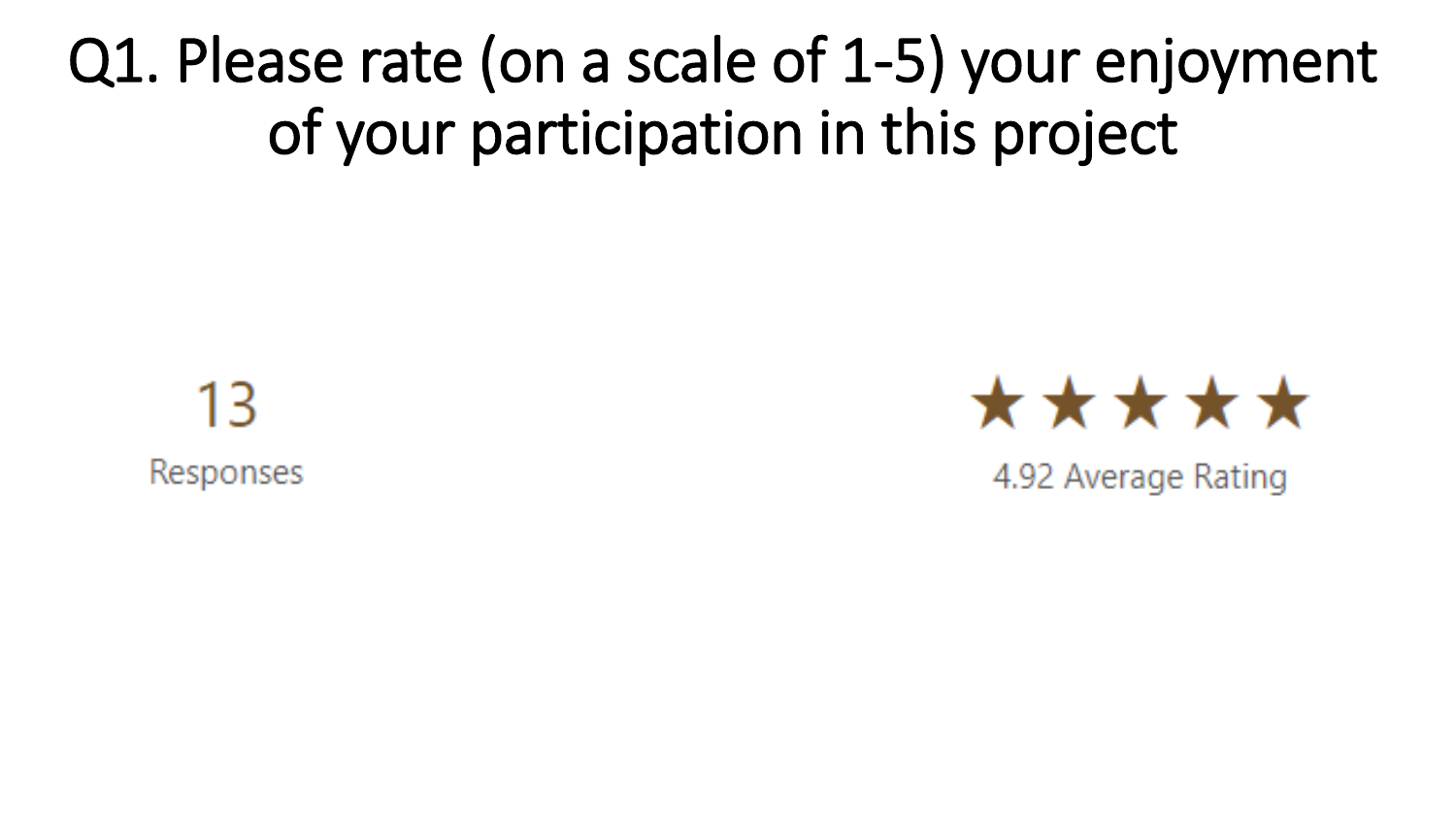# Q1. Please rate (on a scale of 1-5) your enjoyment of your participation in this project

13

Responses

★★★★★

4.92 Average Rating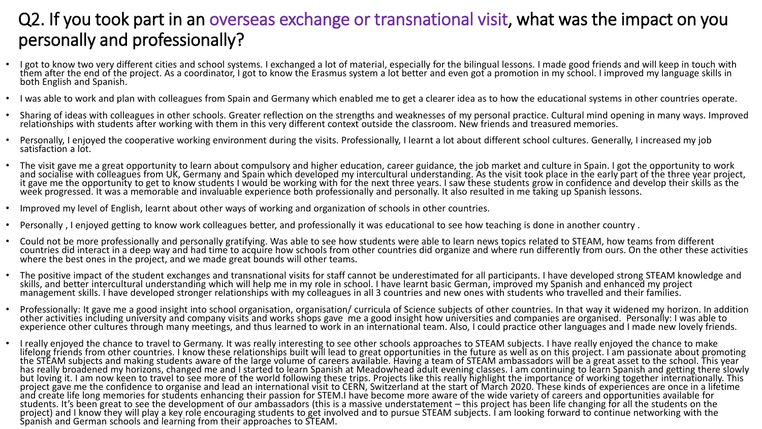# Q2. If you took part in an overseas exchange or transnational visit, what was the impact on you personally and professionally?

- I got to know two very different cities and school systems. I exchanged a lot of material, especially for the bilingual lessons. I made good friends and will keep in touch with them after the end of the project. As a coordinator, I got to know the Erasmus system a lot better and even got a promotion in my school. I improved my language skills in both English and Spanish.
- I was able to work and plan with colleagues from Spain and Germany which enabled me to get a clearer idea as to how the educational systems in other countries operate.
- Sharing of ideas with colleagues in other schools. Greater reflection on the strengths and weaknesses of my personal practice. Cultural mind opening in many ways. Improved relationships with students after working with them in this very different context outside the classroom. New friends and treasured memories.
- Personally, I enjoyed the cooperative working environment during the visits. Professionally, I learnt a lot about different school cultures. Generally, I increased my job satisfaction a lot.
- The visit gave me a great opportunity to learn about compulsory and higher education, career guidance, the job market and culture in Spain. I got the opportunity to work and socialise with colleagues from UK, Germany and Spain which developed my intercultural understanding. As the visit took place in the early part of the three year project, it gave me the opportunity to get to know students I would be working with for the next three years. I saw these students grow in confidence and develop their skills as the week progressed. It was a memorable and invaluable experience both professionally and personally. It also resulted in me taking up Spanish lessons.
- Improved my level of English, learnt about other ways of working and organization of schools in other countries.
- Personally , I enjoyed getting to know work colleagues better, and professionally it was educational to see how teaching is done in another country .
- Could not be more professionally and personally gratifying. Was able to see how students were able to learn news topics related to STEAM, how teams from different countries did interact in a deep way and had time to acquire how schools from other countries did organize and where run differently from ours. On the other these activities where the best ones in the project, and we made great bounds will other teams.
- The positive impact of the student exchanges and transnational visits for staff cannot be underestimated for all participants. I have developed strong STEAM knowledge and skills, and better intercultural understanding which will help me in my role in school. I have learnt basic German, improved my Spanish and enhanced my project management skills. I have developed stronger relationships with my colleagues in all 3 countries and new ones with students who travelled and their families.
- Professionally: It gave me a good insight into school organisation, organisation/ curricula of Science subjects of other countries. In that way it widened my horizon. In addition other activities including university and company visits and works shops gave me a good insight how universities and companies are organised. Personally: I was able to experience other cultures through many meetings, and thus learned to work in an international team. Also, I could practice other languages and I made new lovely friends.
- I really enjoyed the chance to travel to Germany. It was really interesting to see other schools approaches to STEAM subjects. I have really enjoyed the chance to make lifelong friends from other countries. I know these relationships built will lead to great opportunities in the future as well as on this project. I am passionate about promoting the STEAM subjects and making students aware of the large volume of careers available. Having a team of STEAM ambassadors will be a great asset to the school. This year has really broadened my horizons, changed me and I started to learn Spanish at Meadowhead adult evening classes. I am continuing to learn Spanish and getting there slowly but loving it. I am now keen to travel to see more of the world following these trips. Projects like this really highlight the importance of working together internationally. This project gave me the confidence to organise and lead an international visit to CERN, Switzerland at the start of March 2020. These kinds of experiences are once in a lifetime and create life long memories for students enhancing their passion for STEM.I have become more aware of the wide variety of careers and opportunities available for students. It's been great to see the development of our ambassadors (this is a massive understatement – this project has been life changing for all the students on the project) and I know they will play a key role encouraging students to get involved and to pursue STEAM subjects. I am looking forward to continue networking with the Spanish and German schools and learning from their approaches to STEAM.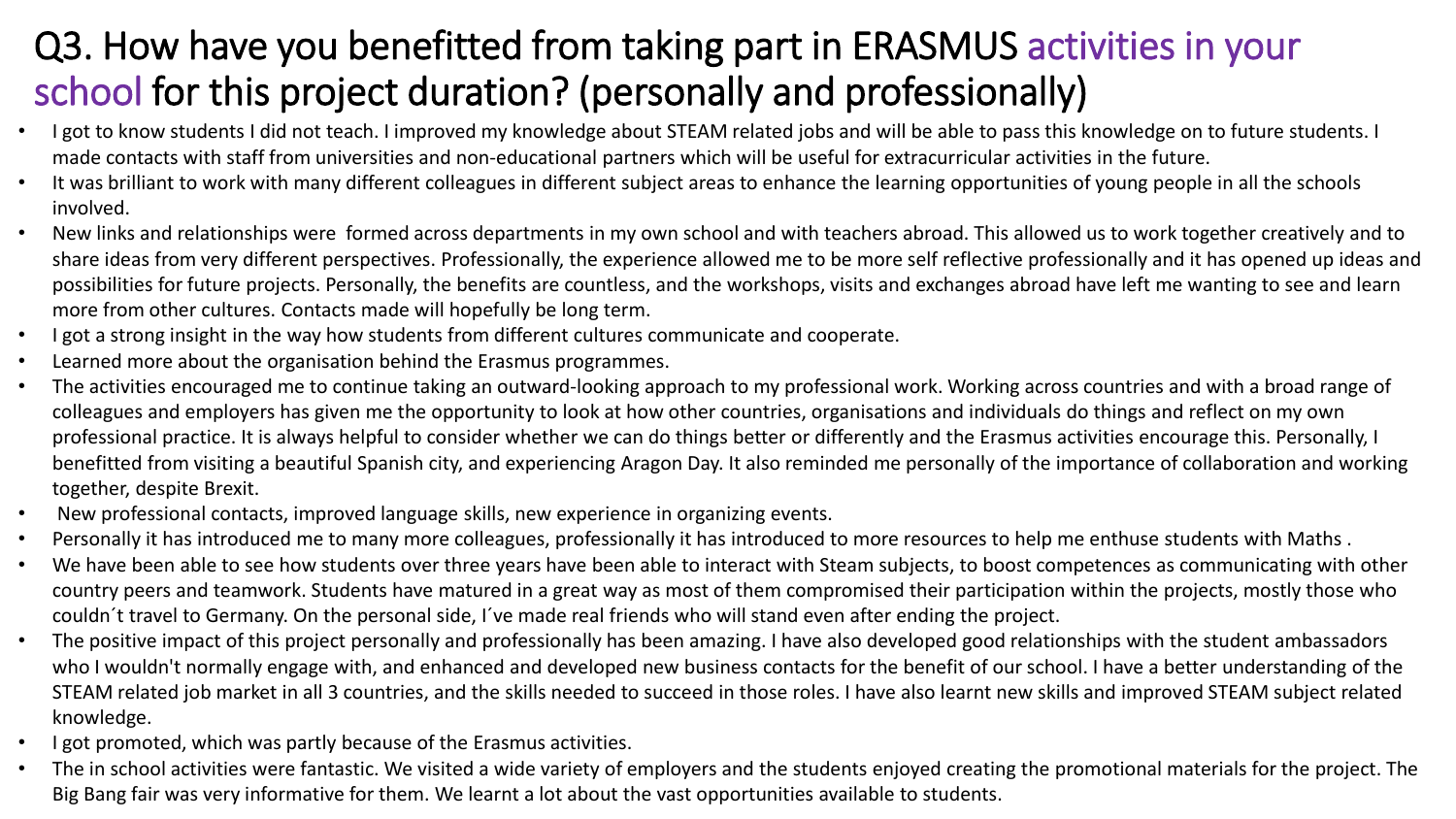# Q3. How have you benefitted from taking part in ERASMUS activities in your school for this project duration? (personally and professionally)

- I got to know students I did not teach. I improved my knowledge about STEAM related jobs and will be able to pass this knowledge on to future students. I made contacts with staff from universities and non-educational partners which will be useful for extracurricular activities in the future.
- It was brilliant to work with many different colleagues in different subject areas to enhance the learning opportunities of young people in all the schools involved.
- New links and relationships were formed across departments in my own school and with teachers abroad. This allowed us to work together creatively and to share ideas from very different perspectives. Professionally, the experience allowed me to be more self reflective professionally and it has opened up ideas and possibilities for future projects. Personally, the benefits are countless, and the workshops, visits and exchanges abroad have left me wanting to see and learn more from other cultures. Contacts made will hopefully be long term.
- I got a strong insight in the way how students from different cultures communicate and cooperate.
- Learned more about the organisation behind the Erasmus programmes.
- The activities encouraged me to continue taking an outward-looking approach to my professional work. Working across countries and with a broad range of colleagues and employers has given me the opportunity to look at how other countries, organisations and individuals do things and reflect on my own professional practice. It is always helpful to consider whether we can do things better or differently and the Erasmus activities encourage this. Personally, I benefitted from visiting a beautiful Spanish city, and experiencing Aragon Day. It also reminded me personally of the importance of collaboration and working together, despite Brexit.
- New professional contacts, improved language skills, new experience in organizing events.
- Personally it has introduced me to many more colleagues, professionally it has introduced to more resources to help me enthuse students with Maths .
- We have been able to see how students over three years have been able to interact with Steam subjects, to boost competences as communicating with other country peers and teamwork. Students have matured in a great way as most of them compromised their participation within the projects, mostly those who couldn´t travel to Germany. On the personal side, I´ve made real friends who will stand even after ending the project.
- The positive impact of this project personally and professionally has been amazing. I have also developed good relationships with the student ambassadors who I wouldn't normally engage with, and enhanced and developed new business contacts for the benefit of our school. I have a better understanding of the STEAM related job market in all 3 countries, and the skills needed to succeed in those roles. I have also learnt new skills and improved STEAM subject related knowledge.
- I got promoted, which was partly because of the Erasmus activities.
- The in school activities were fantastic. We visited a wide variety of employers and the students enjoyed creating the promotional materials for the project. The Big Bang fair was very informative for them. We learnt a lot about the vast opportunities available to students.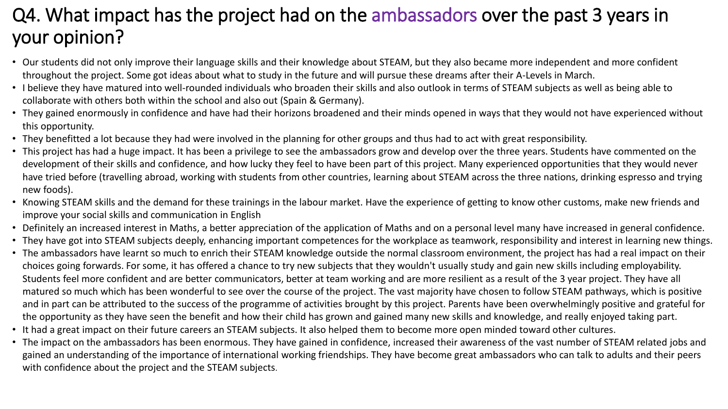# Q4. What impact has the project had on the ambassadors over the past 3 years in your opinion?

- Our students did not only improve their language skills and their knowledge about STEAM, but they also became more independent and more confident throughout the project. Some got ideas about what to study in the future and will pursue these dreams after their A-Levels in March.
- I believe they have matured into well-rounded individuals who broaden their skills and also outlook in terms of STEAM subjects as well as being able to collaborate with others both within the school and also out (Spain & Germany).
- They gained enormously in confidence and have had their horizons broadened and their minds opened in ways that they would not have experienced without this opportunity.
- They benefitted a lot because they had were involved in the planning for other groups and thus had to act with great responsibility.
- This project has had a huge impact. It has been a privilege to see the ambassadors grow and develop over the three years. Students have commented on the development of their skills and confidence, and how lucky they feel to have been part of this project. Many experienced opportunities that they would never have tried before (travelling abroad, working with students from other countries, learning about STEAM across the three nations, drinking espresso and trying new foods).
- Knowing STEAM skills and the demand for these trainings in the labour market. Have the experience of getting to know other customs, make new friends and improve your social skills and communication in English
- Definitely an increased interest in Maths, a better appreciation of the application of Maths and on a personal level many have increased in general confidence.
- They have got into STEAM subjects deeply, enhancing important competences for the workplace as teamwork, responsibility and interest in learning new things.
- The ambassadors have learnt so much to enrich their STEAM knowledge outside the normal classroom environment, the project has had a real impact on their choices going forwards. For some, it has offered a chance to try new subjects that they wouldn't usually study and gain new skills including employability. Students feel more confident and are better communicators, better at team working and are more resilient as a result of the 3 year project. They have all matured so much which has been wonderful to see over the course of the project. The vast majority have chosen to follow STEAM pathways, which is positive and in part can be attributed to the success of the programme of activities brought by this project. Parents have been overwhelmingly positive and grateful for the opportunity as they have seen the benefit and how their child has grown and gained many new skills and knowledge, and really enjoyed taking part.
- It had a great impact on their future careers an STEAM subjects. It also helped them to become more open minded toward other cultures.
- The impact on the ambassadors has been enormous. They have gained in confidence, increased their awareness of the vast number of STEAM related jobs and gained an understanding of the importance of international working friendships. They have become great ambassadors who can talk to adults and their peers with confidence about the project and the STEAM subjects.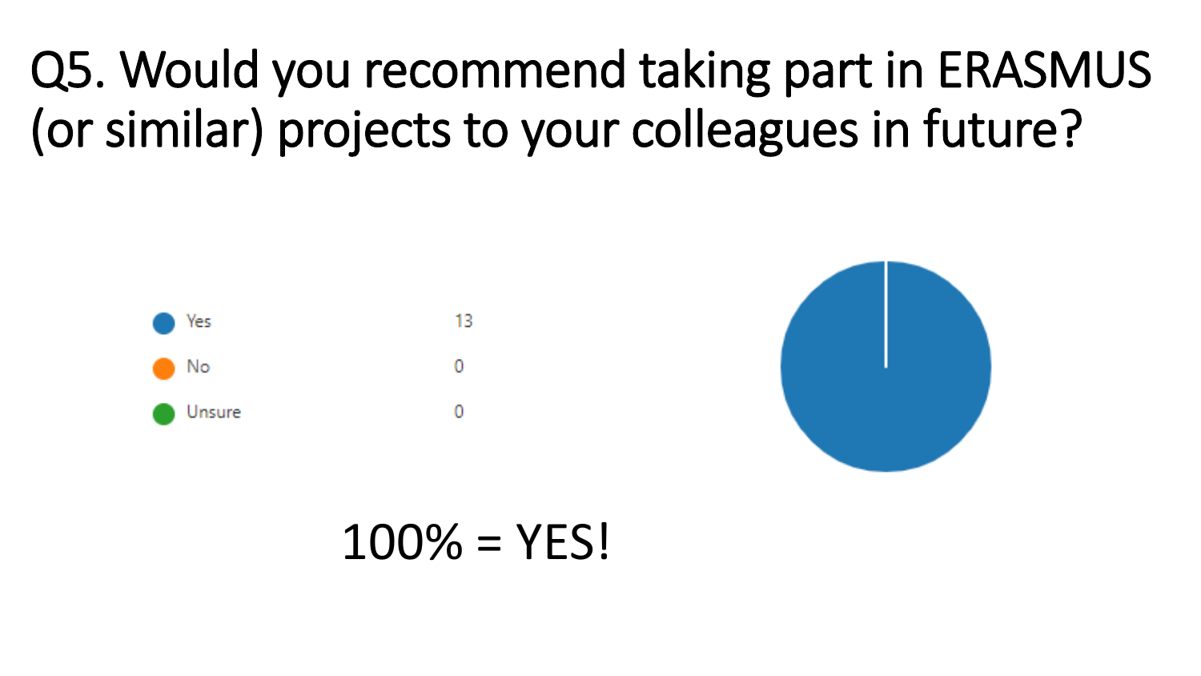# Q5. Would you recommend taking part in ERASMUS (or similar) projects to your colleagues in future?

| | |
|---|---|
| Yes | 13 |
| No | 0 |
| Unsure | 0 |

100% = YES!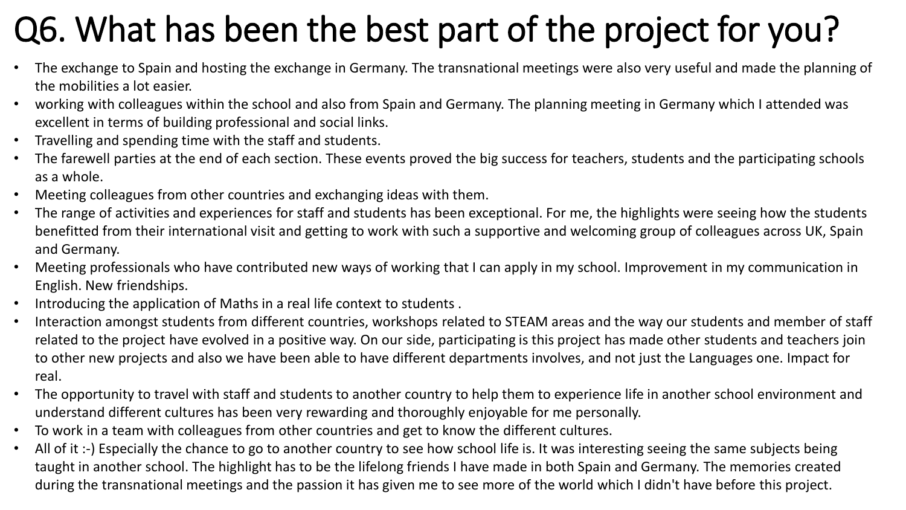# Q6. What has been the best part of the project for you?

- The exchange to Spain and hosting the exchange in Germany. The transnational meetings were also very useful and made the planning of the mobilities a lot easier.
- working with colleagues within the school and also from Spain and Germany. The planning meeting in Germany which I attended was excellent in terms of building professional and social links.
- Travelling and spending time with the staff and students.
- The farewell parties at the end of each section. These events proved the big success for teachers, students and the participating schools as a whole.
- Meeting colleagues from other countries and exchanging ideas with them.
- The range of activities and experiences for staff and students has been exceptional. For me, the highlights were seeing how the students benefitted from their international visit and getting to work with such a supportive and welcoming group of colleagues across UK, Spain and Germany.
- Meeting professionals who have contributed new ways of working that I can apply in my school. Improvement in my communication in English. New friendships.
- Introducing the application of Maths in a real life context to students .
- Interaction amongst students from different countries, workshops related to STEAM areas and the way our students and member of staff related to the project have evolved in a positive way. On our side, participating is this project has made other students and teachers join to other new projects and also we have been able to have different departments involves, and not just the Languages one. Impact for real.
- The opportunity to travel with staff and students to another country to help them to experience life in another school environment and understand different cultures has been very rewarding and thoroughly enjoyable for me personally.
- To work in a team with colleagues from other countries and get to know the different cultures.
- All of it :-) Especially the chance to go to another country to see how school life is. It was interesting seeing the same subjects being taught in another school. The highlight has to be the lifelong friends I have made in both Spain and Germany. The memories created during the transnational meetings and the passion it has given me to see more of the world which I didn't have before this project.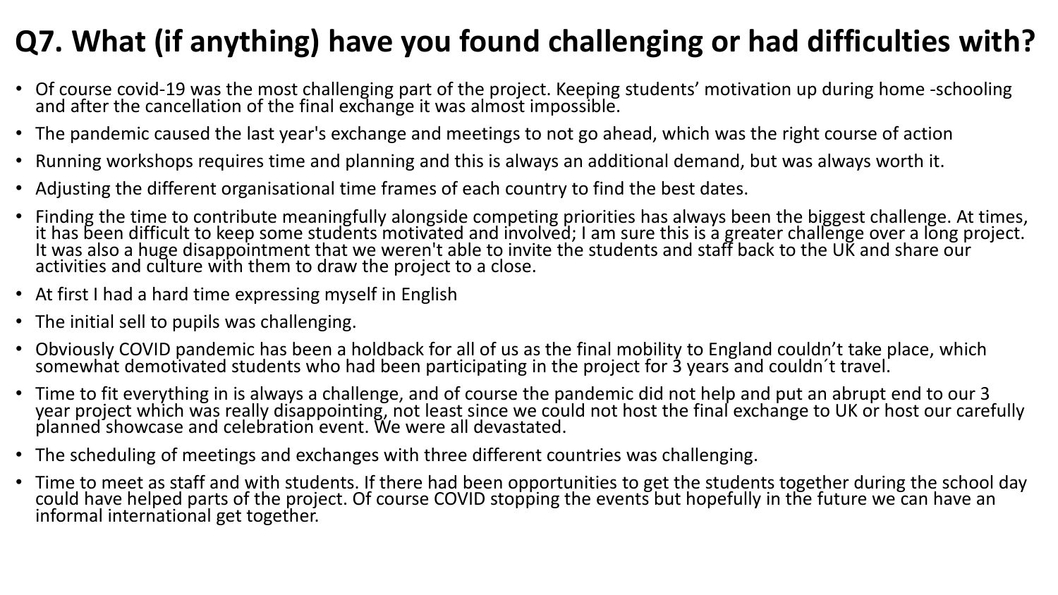# Q7. What (if anything) have you found challenging or had difficulties with?

- Of course covid-19 was the most challenging part of the project. Keeping students' motivation up during home -schooling and after the cancellation of the final exchange it was almost impossible.
- The pandemic caused the last year's exchange and meetings to not go ahead, which was the right course of action
- Running workshops requires time and planning and this is always an additional demand, but was always worth it.
- Adjusting the different organisational time frames of each country to find the best dates.
- Finding the time to contribute meaningfully alongside competing priorities has always been the biggest challenge. At times, it has been difficult to keep some students motivated and involved; I am sure this is a greater challenge over a long project. It was also a huge disappointment that we weren't able to invite the students and staff back to the UK and share our activities and culture with them to draw the project to a close.
- At first I had a hard time expressing myself in English
- The initial sell to pupils was challenging.
- Obviously COVID pandemic has been a holdback for all of us as the final mobility to England couldn't take place, which somewhat demotivated students who had been participating in the project for 3 years and couldn´t travel.
- Time to fit everything in is always a challenge, and of course the pandemic did not help and put an abrupt end to our 3 year project which was really disappointing, not least since we could not host the final exchange to UK or host our carefully planned showcase and celebration event. We were all devastated.
- The scheduling of meetings and exchanges with three different countries was challenging.
- Time to meet as staff and with students. If there had been opportunities to get the students together during the school day could have helped parts of the project. Of course COVID stopping the events but hopefully in the future we can have an informal international get together.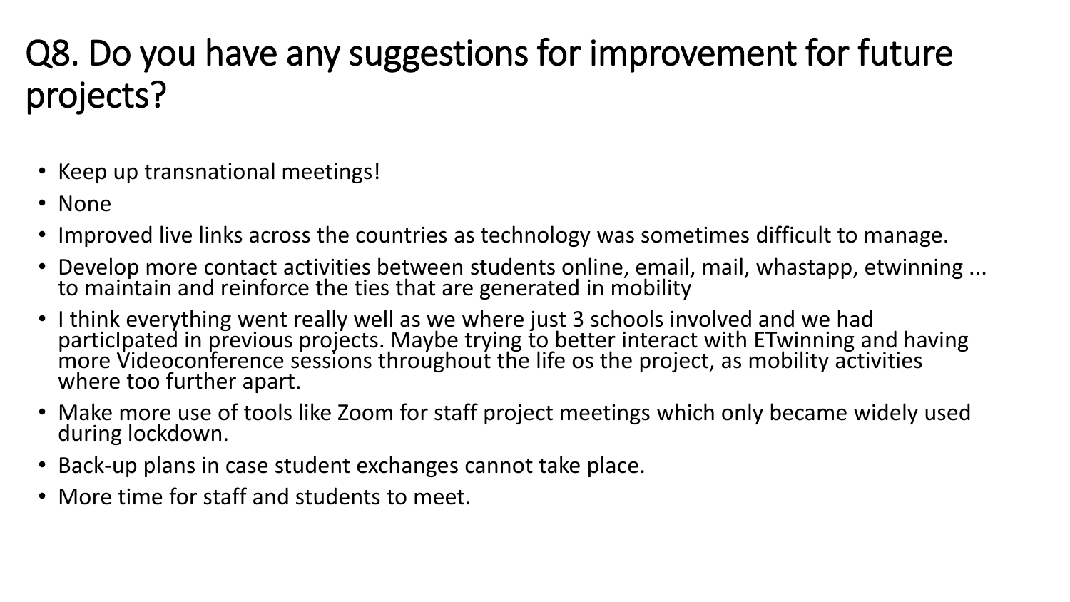# Q8. Do you have any suggestions for improvement for future projects?

- Keep up transnational meetings!
- None
- Improved live links across the countries as technology was sometimes difficult to manage.
- Develop more contact activities between students online, email, mail, whastapp, etwinning ... to maintain and reinforce the ties that are generated in mobility
- I think everything went really well as we where just 3 schools involved and we had particIpated in previous projects. Maybe trying to better interact with ETwinning and having more Videoconference sessions throughout the life os the project, as mobility activities where too further apart.
- Make more use of tools like Zoom for staff project meetings which only became widely used during lockdown.
- Back-up plans in case student exchanges cannot take place.
- More time for staff and students to meet.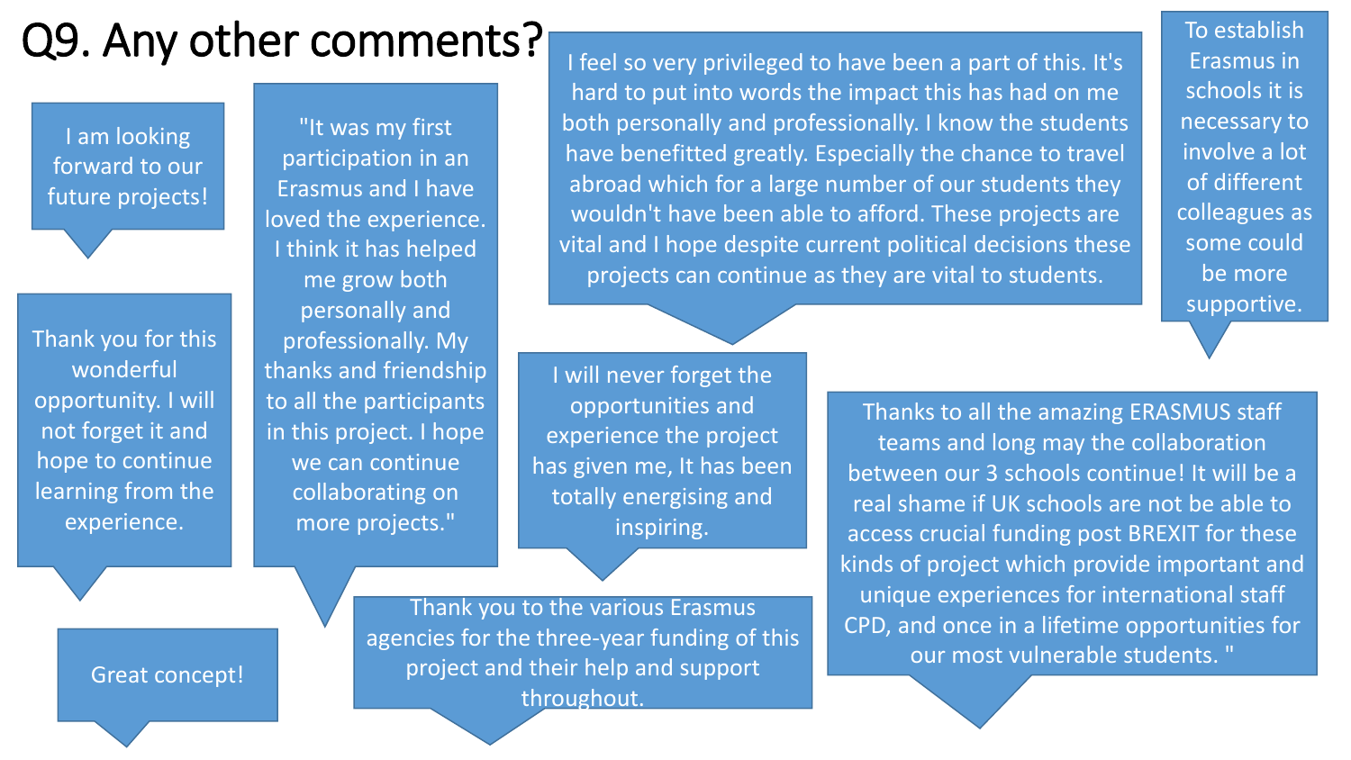# Q9. Any other comments?

I am looking forward to our future projects!

"It was my first participation in an Erasmus and I have loved the experience. I think it has helped me grow both personally and professionally. My thanks and friendship to all the participants in this project. I hope we can continue collaborating on more projects."

I feel so very privileged to have been a part of this. It's hard to put into words the impact this has had on me both personally and professionally. I know the students have benefitted greatly. Especially the chance to travel abroad which for a large number of our students they wouldn't have been able to afford. These projects are vital and I hope despite current political decisions these projects can continue as they are vital to students.

To establish Erasmus in schools it is necessary to involve a lot of different colleagues as some could be more supportive.

Thank you for this wonderful opportunity. I will not forget it and hope to continue learning from the experience.

I will never forget the opportunities and experience the project has given me, It has been totally energising and inspiring.

Thanks to all the amazing ERASMUS staff teams and long may the collaboration between our 3 schools continue! It will be a real shame if UK schools are not be able to access crucial funding post BREXIT for these kinds of project which provide important and unique experiences for international staff CPD, and once in a lifetime opportunities for our most vulnerable students. "

Great concept!

Thank you to the various Erasmus agencies for the three-year funding of this project and their help and support throughout.